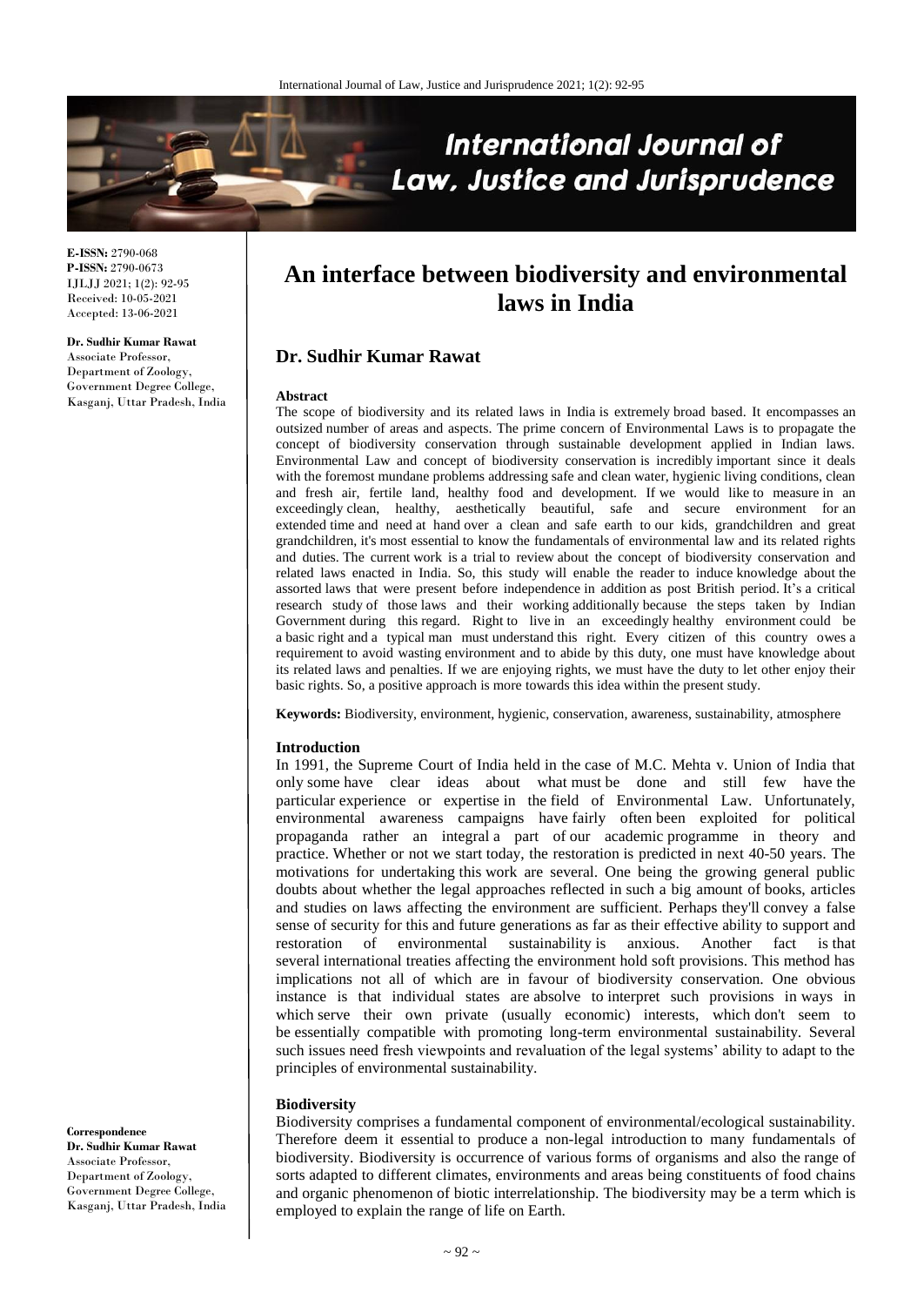# An interface between biodiversity and environmental laws in India

## Dr. Sudhir Kumar Rawat

**E-ISSN:** 2790-068
**P-ISSN:** 2790-0673
IJLJJ 2021; 1(2): 92-95
Received: 10-05-2021
Accepted: 13-06-2021

**Dr. Sudhir Kumar Rawat**
Associate Professor, Department of Zoology, Government Degree College, Kasganj, Uttar Pradesh, India

**Correspondence**
**Dr. Sudhir Kumar Rawat**
Associate Professor, Department of Zoology, Government Degree College, Kasganj, Uttar Pradesh, India

### Abstract

The scope of biodiversity and its related laws in India is extremely broad based. It encompasses an outsized number of areas and aspects. The prime concern of Environmental Laws is to propagate the concept of biodiversity conservation through sustainable development applied in Indian laws. Environmental Law and concept of biodiversity conservation is incredibly important since it deals with the foremost mundane problems addressing safe and clean water, hygienic living conditions, clean and fresh air, fertile land, healthy food and development. If we would like to measure in an exceedingly clean, healthy, aesthetically beautiful, safe and secure environment for an extended time and need at hand over a clean and safe earth to our kids, grandchildren and great grandchildren, it's most essential to know the fundamentals of environmental law and its related rights and duties. The current work is a trial to review about the concept of biodiversity conservation and related laws enacted in India. So, this study will enable the reader to induce knowledge about the assorted laws that were present before independence in addition as post British period. It's a critical research study of those laws and their working additionally because the steps taken by Indian Government during this regard. Right to live in an exceedingly healthy environment could be a basic right and a typical man must understand this right. Every citizen of this country owes a requirement to avoid wasting environment and to abide by this duty, one must have knowledge about its related laws and penalties. If we are enjoying rights, we must have the duty to let other enjoy their basic rights. So, a positive approach is more towards this idea within the present study.

**Keywords:** Biodiversity, environment, hygienic, conservation, awareness, sustainability, atmosphere

### Introduction

In 1991, the Supreme Court of India held in the case of M.C. Mehta v. Union of India that only some have clear ideas about what must be done and still few have the particular experience or expertise in the field of Environmental Law. Unfortunately, environmental awareness campaigns have fairly often been exploited for political propaganda rather an integral a part of our academic programme in theory and practice. Whether or not we start today, the restoration is predicted in next 40-50 years. The motivations for undertaking this work are several. One being the growing general public doubts about whether the legal approaches reflected in such a big amount of books, articles and studies on laws affecting the environment are sufficient. Perhaps they'll convey a false sense of security for this and future generations as far as their effective ability to support and restoration of environmental sustainability is anxious. Another fact is that several international treaties affecting the environment hold soft provisions. This method has implications not all of which are in favour of biodiversity conservation. One obvious instance is that individual states are absolve to interpret such provisions in ways in which serve their own private (usually economic) interests, which don't seem to be essentially compatible with promoting long-term environmental sustainability. Several such issues need fresh viewpoints and revaluation of the legal systems' ability to adapt to the principles of environmental sustainability.

### Biodiversity

Biodiversity comprises a fundamental component of environmental/ecological sustainability. Therefore deem it essential to produce a non-legal introduction to many fundamentals of biodiversity. Biodiversity is occurrence of various forms of organisms and also the range of sorts adapted to different climates, environments and areas being constituents of food chains and organic phenomenon of biotic interrelationship. The biodiversity may be a term which is employed to explain the range of life on Earth.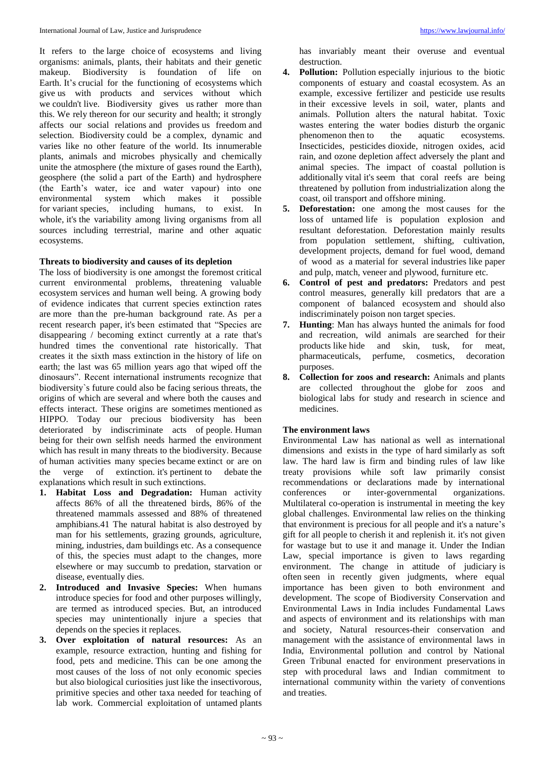It refers to the large choice of ecosystems and living organisms: animals, plants, their habitats and their genetic makeup. Biodiversity is foundation of life on Earth. It's crucial for the functioning of ecosystems which give us with products and services without which we couldn't live. Biodiversity gives us rather more than this. We rely thereon for our security and health; it strongly affects our social relations and provides us freedom and selection. Biodiversity could be a complex, dynamic and varies like no other feature of the world. Its innumerable plants, animals and microbes physically and chemically unite the atmosphere (the mixture of gases round the Earth), geosphere (the solid a part of the Earth) and hydrosphere (the Earth's water, ice and water vapour) into one environmental system which makes it possible for variant species, including humans, to exist. In whole, it's the variability among living organisms from all sources including terrestrial, marine and other aquatic ecosystems.

### Threats to biodiversity and causes of its depletion

The loss of biodiversity is one amongst the foremost critical current environmental problems, threatening valuable ecosystem services and human well being. A growing body of evidence indicates that current species extinction rates are more than the pre-human background rate. As per a recent research paper, it's been estimated that "Species are disappearing / becoming extinct currently at a rate that's hundred times the conventional rate historically. That creates it the sixth mass extinction in the history of life on earth; the last was 65 million years ago that wiped off the dinosaurs". Recent international instruments recognize that biodiversity`s future could also be facing serious threats, the origins of which are several and where both the causes and effects interact. These origins are sometimes mentioned as HIPPO. Today our precious biodiversity has been deteriorated by indiscriminate acts of people. Human being for their own selfish needs harmed the environment which has result in many threats to the biodiversity. Because of human activities many species became extinct or are on the verge of extinction. it's pertinent to debate the explanations which result in such extinctions.

1. **Habitat Loss and Degradation:** Human activity affects 86% of all the threatened birds, 86% of the threatened mammals assessed and 88% of threatened amphibians.41 The natural habitat is also destroyed by man for his settlements, grazing grounds, agriculture, mining, industries, dam buildings etc. As a consequence of this, the species must adapt to the changes, more elsewhere or may succumb to predation, starvation or disease, eventually dies.
2. **Introduced and Invasive Species:** When humans introduce species for food and other purposes willingly, are termed as introduced species. But, an introduced species may unintentionally injure a species that depends on the species it replaces.
3. **Over exploitation of natural resources:** As an example, resource extraction, hunting and fishing for food, pets and medicine. This can be one among the most causes of the loss of not only economic species but also biological curiosities just like the insectivorous, primitive species and other taxa needed for teaching of lab work. Commercial exploitation of untamed plants has invariably meant their overuse and eventual destruction.
4. **Pollution:** Pollution especially injurious to the biotic components of estuary and coastal ecosystem. As an example, excessive fertilizer and pesticide use results in their excessive levels in soil, water, plants and animals. Pollution alters the natural habitat. Toxic wastes entering the water bodies disturb the organic phenomenon then to the aquatic ecosystems. Insecticides, pesticides dioxide, nitrogen oxides, acid rain, and ozone depletion affect adversely the plant and animal species. The impact of coastal pollution is additionally vital it's seem that coral reefs are being threatened by pollution from industrialization along the coast, oil transport and offshore mining.
5. **Deforestation:** one among the most causes for the loss of untamed life is population explosion and resultant deforestation. Deforestation mainly results from population settlement, shifting, cultivation, development projects, demand for fuel wood, demand of wood as a material for several industries like paper and pulp, match, veneer and plywood, furniture etc.
6. **Control of pest and predators:** Predators and pest control measures, generally kill predators that are a component of balanced ecosystem and should also indiscriminately poison non target species.
7. **Hunting**: Man has always hunted the animals for food and recreation, wild animals are searched for their products like hide and skin, tusk, for meat, pharmaceuticals, perfume, cosmetics, decoration purposes.
8. **Collection for zoos and research:** Animals and plants are collected throughout the globe for zoos and biological labs for study and research in science and medicines.

### The environment laws

Environmental Law has national as well as international dimensions and exists in the type of hard similarly as soft law. The hard law is firm and binding rules of law like treaty provisions while soft law primarily consist recommendations or declarations made by international conferences or inter-governmental organizations. Multilateral co-operation is instrumental in meeting the key global challenges. Environmental law relies on the thinking that environment is precious for all people and it's a nature's gift for all people to cherish it and replenish it. it's not given for wastage but to use it and manage it. Under the Indian Law, special importance is given to laws regarding environment. The change in attitude of judiciary is often seen in recently given judgments, where equal importance has been given to both environment and development. The scope of Biodiversity Conservation and Environmental Laws in India includes Fundamental Laws and aspects of environment and its relationships with man and society, Natural resources-their conservation and management with the assistance of environmental laws in India, Environmental pollution and control by National Green Tribunal enacted for environment preservations in step with procedural laws and Indian commitment to international community within the variety of conventions and treaties.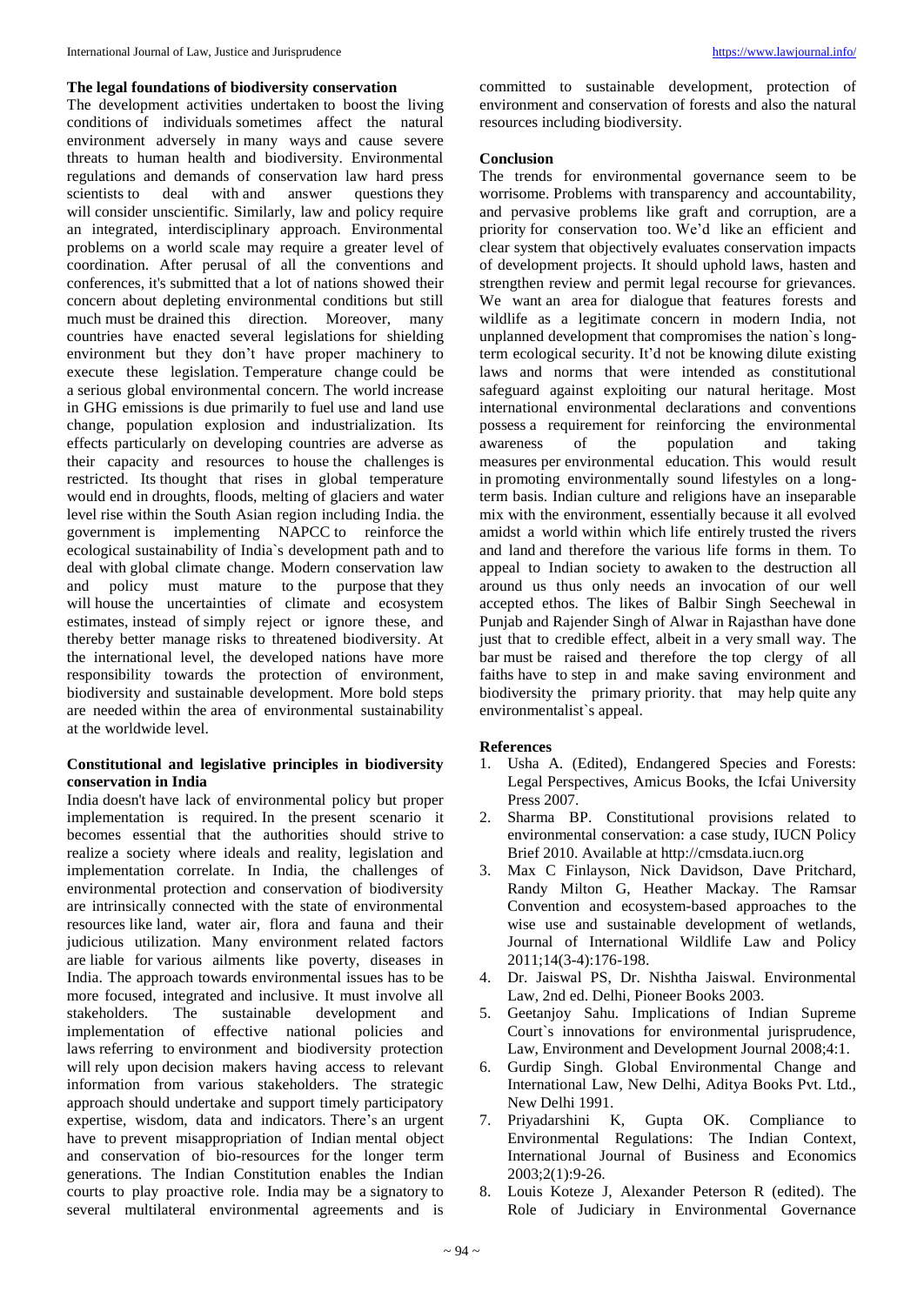### The legal foundations of biodiversity conservation

The development activities undertaken to boost the living conditions of individuals sometimes affect the natural environment adversely in many ways and cause severe threats to human health and biodiversity. Environmental regulations and demands of conservation law hard press scientists to deal with and answer questions they will consider unscientific. Similarly, law and policy require an integrated, interdisciplinary approach. Environmental problems on a world scale may require a greater level of coordination. After perusal of all the conventions and conferences, it's submitted that a lot of nations showed their concern about depleting environmental conditions but still much must be drained this direction. Moreover, many countries have enacted several legislations for shielding environment but they don't have proper machinery to execute these legislation. Temperature change could be a serious global environmental concern. The world increase in GHG emissions is due primarily to fuel use and land use change, population explosion and industrialization. Its effects particularly on developing countries are adverse as their capacity and resources to house the challenges is restricted. Its thought that rises in global temperature would end in droughts, floods, melting of glaciers and water level rise within the South Asian region including India. the government is implementing NAPCC to reinforce the ecological sustainability of India`s development path and to deal with global climate change. Modern conservation law and policy must mature to the purpose that they will house the uncertainties of climate and ecosystem estimates, instead of simply reject or ignore these, and thereby better manage risks to threatened biodiversity. At the international level, the developed nations have more responsibility towards the protection of environment, biodiversity and sustainable development. More bold steps are needed within the area of environmental sustainability at the worldwide level.

### Constitutional and legislative principles in biodiversity conservation in India

India doesn't have lack of environmental policy but proper implementation is required. In the present scenario it becomes essential that the authorities should strive to realize a society where ideals and reality, legislation and implementation correlate. In India, the challenges of environmental protection and conservation of biodiversity are intrinsically connected with the state of environmental resources like land, water air, flora and fauna and their judicious utilization. Many environment related factors are liable for various ailments like poverty, diseases in India. The approach towards environmental issues has to be more focused, integrated and inclusive. It must involve all stakeholders. The sustainable development and implementation of effective national policies and laws referring to environment and biodiversity protection will rely upon decision makers having access to relevant information from various stakeholders. The strategic approach should undertake and support timely participatory expertise, wisdom, data and indicators. There's an urgent have to prevent misappropriation of Indian mental object and conservation of bio-resources for the longer term generations. The Indian Constitution enables the Indian courts to play proactive role. India may be a signatory to several multilateral environmental agreements and is committed to sustainable development, protection of environment and conservation of forests and also the natural resources including biodiversity.

### Conclusion

The trends for environmental governance seem to be worrisome. Problems with transparency and accountability, and pervasive problems like graft and corruption, are a priority for conservation too. We'd like an efficient and clear system that objectively evaluates conservation impacts of development projects. It should uphold laws, hasten and strengthen review and permit legal recourse for grievances. We want an area for dialogue that features forests and wildlife as a legitimate concern in modern India, not unplanned development that compromises the nation`s long-term ecological security. It'd not be knowing dilute existing laws and norms that were intended as constitutional safeguard against exploiting our natural heritage. Most international environmental declarations and conventions possess a requirement for reinforcing the environmental awareness of the population and taking measures per environmental education. This would result in promoting environmentally sound lifestyles on a long-term basis. Indian culture and religions have an inseparable mix with the environment, essentially because it all evolved amidst a world within which life entirely trusted the rivers and land and therefore the various life forms in them. To appeal to Indian society to awaken to the destruction all around us thus only needs an invocation of our well accepted ethos. The likes of Balbir Singh Seechewal in Punjab and Rajender Singh of Alwar in Rajasthan have done just that to credible effect, albeit in a very small way. The bar must be raised and therefore the top clergy of all faiths have to step in and make saving environment and biodiversity the primary priority. that may help quite any environmentalist`s appeal.

### References

1. Usha A. (Edited), Endangered Species and Forests: Legal Perspectives, Amicus Books, the Icfai University Press 2007.
2. Sharma BP. Constitutional provisions related to environmental conservation: a case study, IUCN Policy Brief 2010. Available at http://cmsdata.iucn.org
3. Max C Finlayson, Nick Davidson, Dave Pritchard, Randy Milton G, Heather Mackay. The Ramsar Convention and ecosystem-based approaches to the wise use and sustainable development of wetlands, Journal of International Wildlife Law and Policy 2011;14(3-4):176-198.
4. Dr. Jaiswal PS, Dr. Nishtha Jaiswal. Environmental Law, 2nd ed. Delhi, Pioneer Books 2003.
5. Geetanjoy Sahu. Implications of Indian Supreme Court`s innovations for environmental jurisprudence, Law, Environment and Development Journal 2008;4:1.
6. Gurdip Singh. Global Environmental Change and International Law, New Delhi, Aditya Books Pvt. Ltd., New Delhi 1991.
7. Priyadarshini K, Gupta OK. Compliance to Environmental Regulations: The Indian Context, International Journal of Business and Economics 2003;2(1):9-26.
8. Louis Koteze J, Alexander Peterson R (edited). The Role of Judiciary in Environmental Governance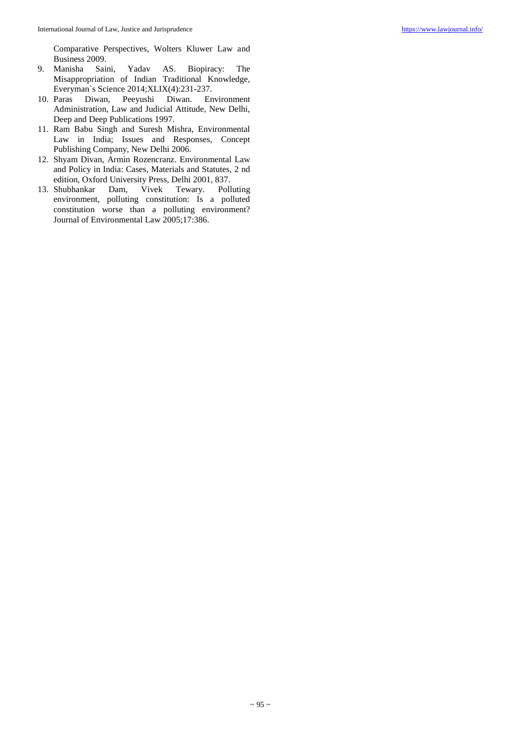Comparative Perspectives, Wolters Kluwer Law and Business 2009.

9. Manisha Saini, Yadav AS. Biopiracy: The Misappropriation of Indian Traditional Knowledge, Everyman`s Science 2014;XLIX(4):231-237.
10. Paras Diwan, Peeyushi Diwan. Environment Administration, Law and Judicial Attitude, New Delhi, Deep and Deep Publications 1997.
11. Ram Babu Singh and Suresh Mishra, Environmental Law in India; Issues and Responses, Concept Publishing Company, New Delhi 2006.
12. Shyam Divan, Armin Rozencranz. Environmental Law and Policy in India: Cases, Materials and Statutes, 2 nd edition, Oxford University Press, Delhi 2001, 837.
13. Shubhankar Dam, Vivek Tewary. Polluting environment, polluting constitution: Is a polluted constitution worse than a polluting environment? Journal of Environmental Law 2005;17:386.